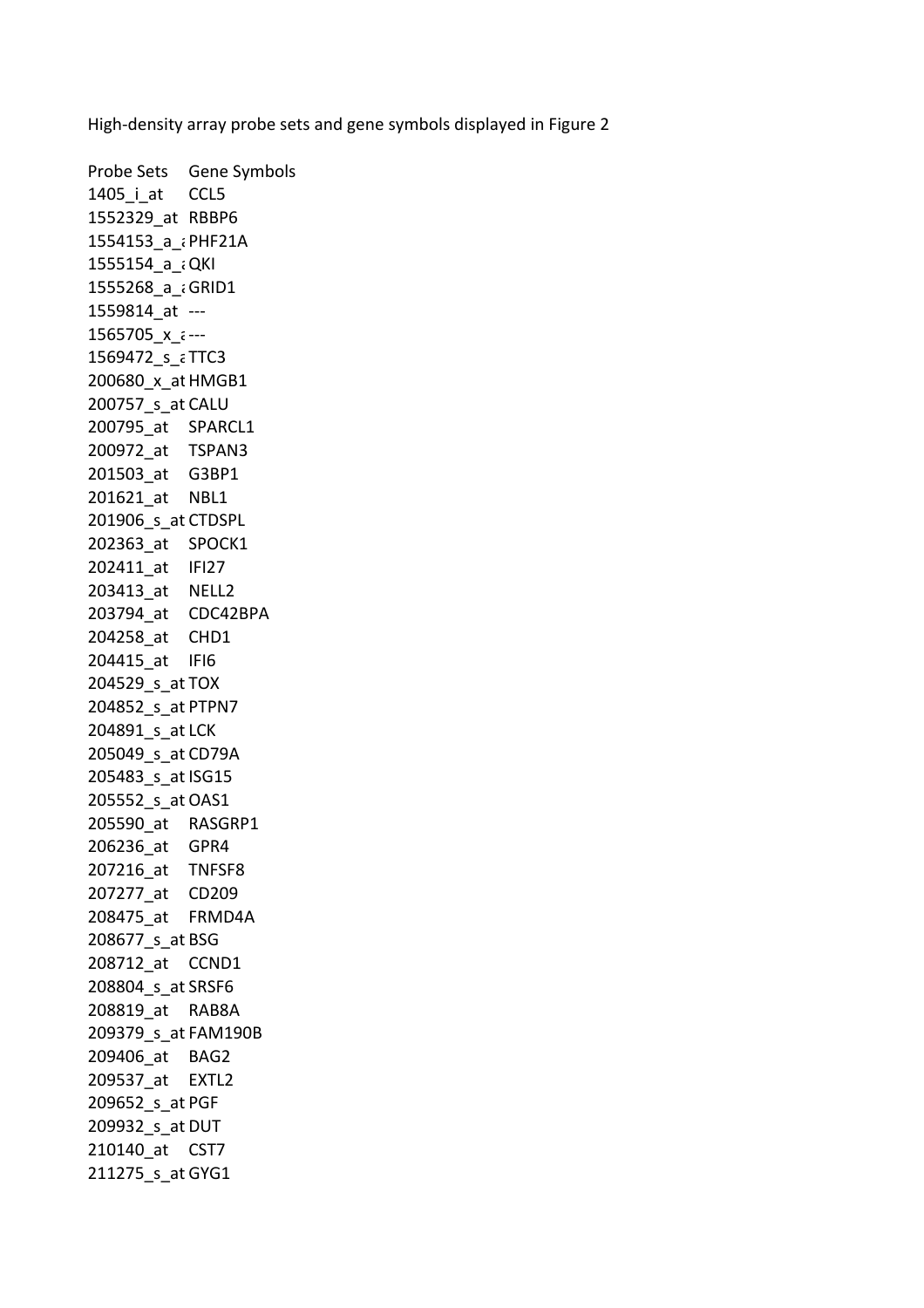High-density array probe sets and gene symbols displayed in Figure 2

| Probe Sets | Gene Symbols |
|---|---|
| 1405_i_at | CCL5 |
| 1552329_at | RBBP6 |
| 1554153_a_a | PHF21A |
| 1555154_a_a | QKI |
| 1555268_a_a | GRID1 |
| 1559814_at | --- |
| 1565705_x_a | --- |
| 1569472_s_a | TTC3 |
| 200680_x_at | HMGB1 |
| 200757_s_at | CALU |
| 200795_at | SPARCL1 |
| 200972_at | TSPAN3 |
| 201503_at | G3BP1 |
| 201621_at | NBL1 |
| 201906_s_at | CTDSPL |
| 202363_at | SPOCK1 |
| 202411_at | IFI27 |
| 203413_at | NELL2 |
| 203794_at | CDC42BPA |
| 204258_at | CHD1 |
| 204415_at | IFI6 |
| 204529_s_at | TOX |
| 204852_s_at | PTPN7 |
| 204891_s_at | LCK |
| 205049_s_at | CD79A |
| 205483_s_at | ISG15 |
| 205552_s_at | OAS1 |
| 205590_at | RASGRP1 |
| 206236_at | GPR4 |
| 207216_at | TNFSF8 |
| 207277_at | CD209 |
| 208475_at | FRMD4A |
| 208677_s_at | BSG |
| 208712_at | CCND1 |
| 208804_s_at | SRSF6 |
| 208819_at | RAB8A |
| 209379_s_at | FAM190B |
| 209406_at | BAG2 |
| 209537_at | EXTL2 |
| 209652_s_at | PGF |
| 209932_s_at | DUT |
| 210140_at | CST7 |
| 211275_s_at | GYG1 |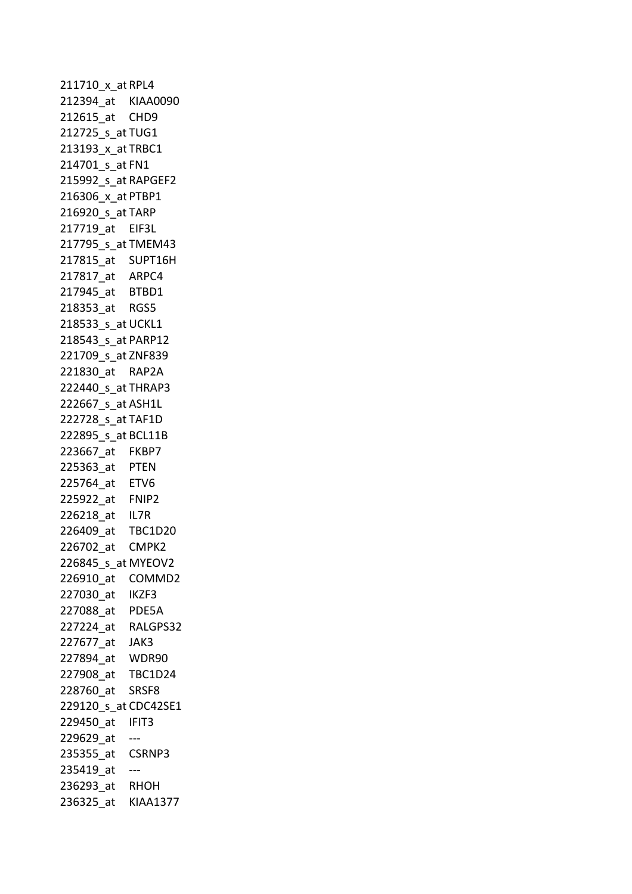| | |
|---|---|
| 211710_x_at | RPL4 |
| 212394_at | KIAA0090 |
| 212615_at | CHD9 |
| 212725_s_at | TUG1 |
| 213193_x_at | TRBC1 |
| 214701_s_at | FN1 |
| 215992_s_at | RAPGEF2 |
| 216306_x_at | PTBP1 |
| 216920_s_at | TARP |
| 217719_at | EIF3L |
| 217795_s_at | TMEM43 |
| 217815_at | SUPT16H |
| 217817_at | ARPC4 |
| 217945_at | BTBD1 |
| 218353_at | RGS5 |
| 218533_s_at | UCKL1 |
| 218543_s_at | PARP12 |
| 221709_s_at | ZNF839 |
| 221830_at | RAP2A |
| 222440_s_at | THRAP3 |
| 222667_s_at | ASH1L |
| 222728_s_at | TAF1D |
| 222895_s_at | BCL11B |
| 223667_at | FKBP7 |
| 225363_at | PTEN |
| 225764_at | ETV6 |
| 225922_at | FNIP2 |
| 226218_at | IL7R |
| 226409_at | TBC1D20 |
| 226702_at | CMPK2 |
| 226845_s_at | MYEOV2 |
| 226910_at | COMMD2 |
| 227030_at | IKZF3 |
| 227088_at | PDE5A |
| 227224_at | RALGPS32 |
| 227677_at | JAK3 |
| 227894_at | WDR90 |
| 227908_at | TBC1D24 |
| 228760_at | SRSF8 |
| 229120_s_at | CDC42SE1 |
| 229450_at | IFIT3 |
| 229629_at | --- |
| 235355_at | CSRNP3 |
| 235419_at | --- |
| 236293_at | RHOH |
| 236325_at | KIAA1377 |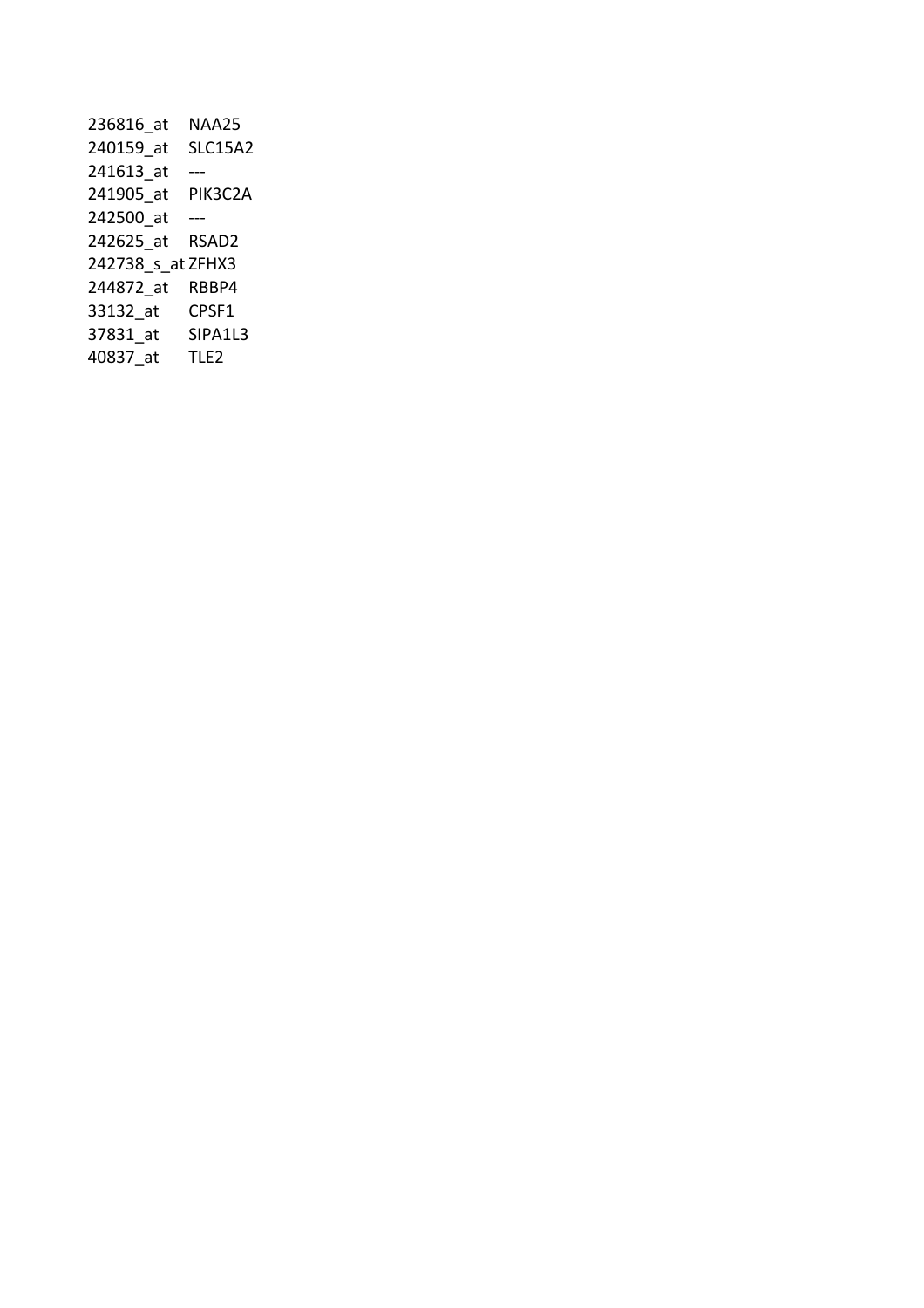| | |
|---|---|
| 236816_at | NAA25 |
| 240159_at | SLC15A2 |
| 241613_at | --- |
| 241905_at | PIK3C2A |
| 242500_at | --- |
| 242625_at | RSAD2 |
| 242738_s_at | ZFHX3 |
| 244872_at | RBBP4 |
| 33132_at | CPSF1 |
| 37831_at | SIPA1L3 |
| 40837_at | TLE2 |